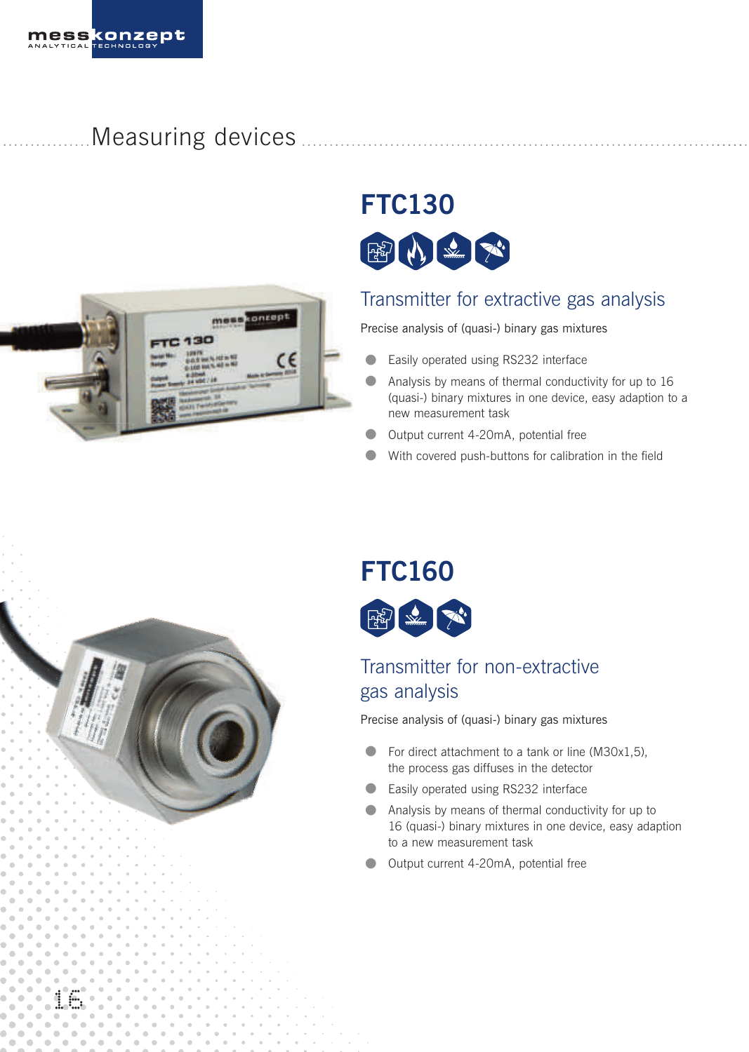# Measuring devices

## FTC130

### Transmitter for extractive gas analysis

Precise analysis of (quasi-) binary gas mixtures

- Easily operated using RS232 interface
- Analysis by means of thermal conductivity for up to 16 (quasi-) binary mixtures in one device, easy adaption to a new measurement task
- Output current 4-20mA, potential free
- With covered push-buttons for calibration in the field

## FTC160

### Transmitter for non-extractive gas analysis

Precise analysis of (quasi-) binary gas mixtures

- For direct attachment to a tank or line (M30x1,5), the process gas diffuses in the detector
- Easily operated using RS232 interface
- Analysis by means of thermal conductivity for up to 16 (quasi-) binary mixtures in one device, easy adaption to a new measurement task
- Output current 4-20mA, potential free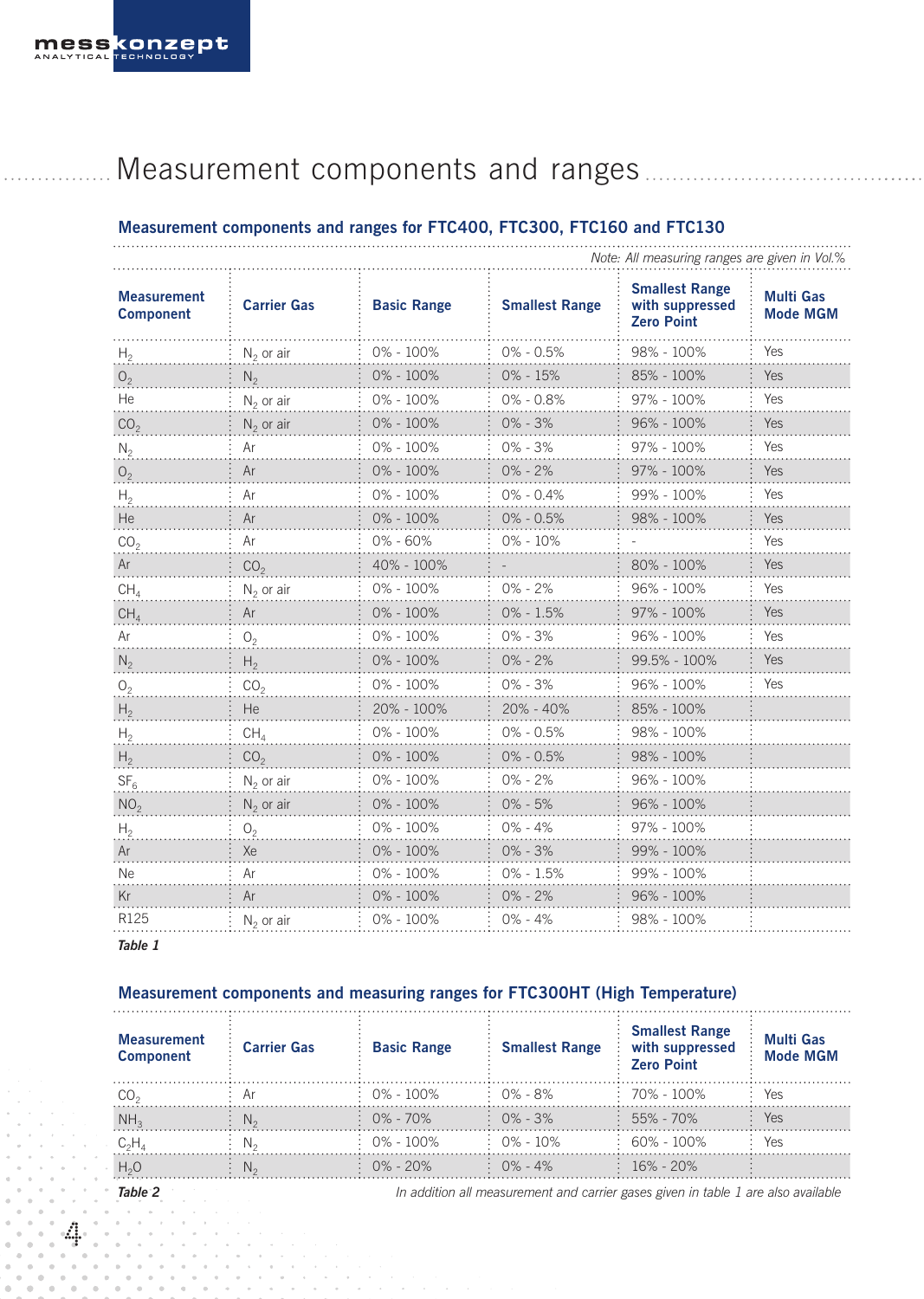# Measurement components and ranges

## Measurement components and ranges for FTC400, FTC300, FTC160 and FTC130

*Note: All measuring ranges are given in Vol.%*

| Measurement Component | Carrier Gas | Basic Range | Smallest Range | Smallest Range with suppressed Zero Point | Multi Gas Mode MGM |
|---|---|---|---|---|---|
| $H_2$ | $N_2$ or air | 0% - 100% | 0% - 0.5% | 98% - 100% | Yes |
| $O_2$ | $N_2$ | 0% - 100% | 0% - 15% | 85% - 100% | Yes |
| He | $N_2$ or air | 0% - 100% | 0% - 0.8% | 97% - 100% | Yes |
| $CO_2$ | $N_2$ or air | 0% - 100% | 0% - 3% | 96% - 100% | Yes |
| $N_2$ | Ar | 0% - 100% | 0% - 3% | 97% - 100% | Yes |
| $O_2$ | Ar | 0% - 100% | 0% - 2% | 97% - 100% | Yes |
| $H_2$ | Ar | 0% - 100% | 0% - 0.4% | 99% - 100% | Yes |
| He | Ar | 0% - 100% | 0% - 0.5% | 98% - 100% | Yes |
| $CO_2$ | Ar | 0% - 60% | 0% - 10% | - | Yes |
| Ar | $CO_2$ | 40% - 100% | - | 80% - 100% | Yes |
| $CH_4$ | $N_2$ or air | 0% - 100% | 0% - 2% | 96% - 100% | Yes |
| $CH_4$ | Ar | 0% - 100% | 0% - 1.5% | 97% - 100% | Yes |
| Ar | $O_2$ | 0% - 100% | 0% - 3% | 96% - 100% | Yes |
| $N_2$ | $H_2$ | 0% - 100% | 0% - 2% | 99.5% - 100% | Yes |
| $O_2$ | $CO_2$ | 0% - 100% | 0% - 3% | 96% - 100% | Yes |
| $H_2$ | He | 20% - 100% | 20% - 40% | 85% - 100% | |
| $H_2$ | $CH_4$ | 0% - 100% | 0% - 0.5% | 98% - 100% | |
| $H_2$ | $CO_2$ | 0% - 100% | 0% - 0.5% | 98% - 100% | |
| $SF_6$ | $N_2$ or air | 0% - 100% | 0% - 2% | 96% - 100% | |
| $NO_2$ | $N_2$ or air | 0% - 100% | 0% - 5% | 96% - 100% | |
| $H_2$ | $O_2$ | 0% - 100% | 0% - 4% | 97% - 100% | |
| Ar | Xe | 0% - 100% | 0% - 3% | 99% - 100% | |
| Ne | Ar | 0% - 100% | 0% - 1.5% | 99% - 100% | |
| Kr | Ar | 0% - 100% | 0% - 2% | 96% - 100% | |
| R125 | $N_2$ or air | 0% - 100% | 0% - 4% | 98% - 100% | |

***Table 1***

## Measurement components and measuring ranges for FTC300HT (High Temperature)

| Measurement Component | Carrier Gas | Basic Range | Smallest Range | Smallest Range with suppressed Zero Point | Multi Gas Mode MGM |
|---|---|---|---|---|---|
| $CO_2$ | Ar | 0% - 100% | 0% - 8% | 70% - 100% | Yes |
| $NH_3$ | $N_2$ | 0% - 70% | 0% - 3% | 55% - 70% | Yes |
| $C_2H_4$ | $N_2$ | 0% - 100% | 0% - 10% | 60% - 100% | Yes |
| $H_2O$ | $N_2$ | 0% - 20% | 0% - 4% | 16% - 20% | |

***Table 2***

*In addition all measurement and carrier gases given in table 1 are also available*